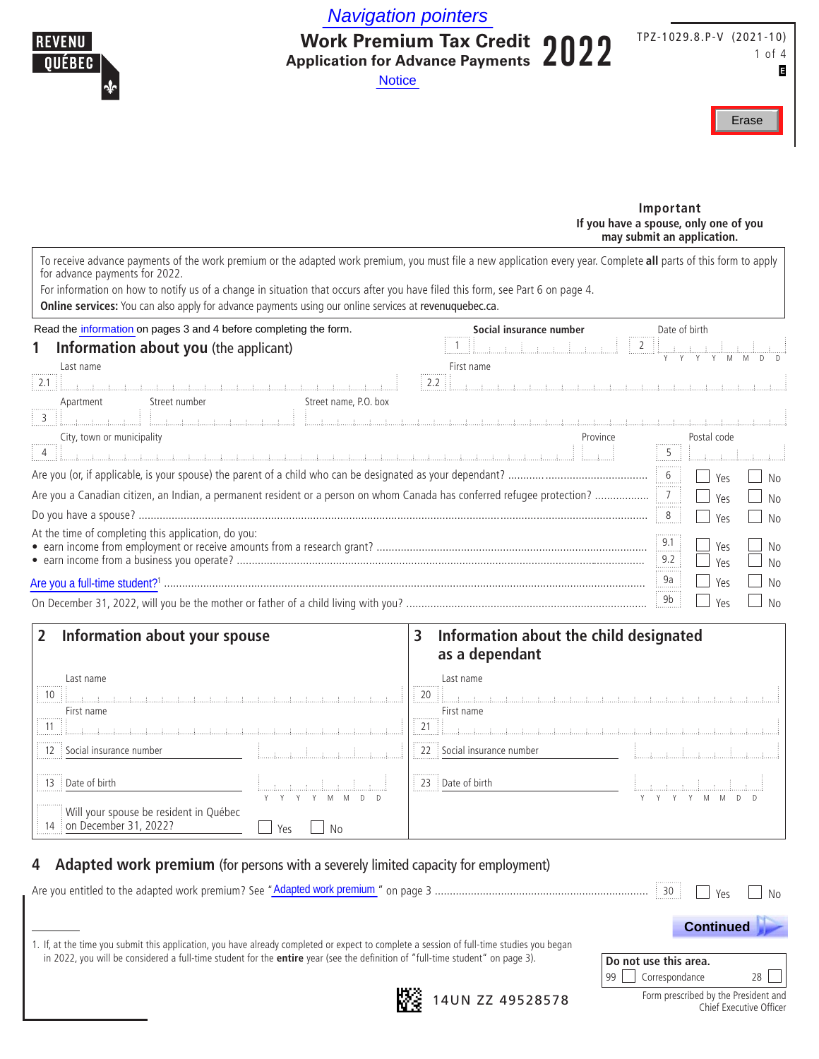Navigation pointers

# Work Premium Tax Credit 2022
## Application for Advance Payments

Notice

TPZ-1029.8.P-V (2021-10)

Erase

**Important**
**If you have a spouse, only one of you may submit an application.**

To receive advance payments of the work premium or the adapted work premium, you must file a new application every year. Complete **all** parts of this form to apply for advance payments for 2022.

For information on how to notify us of a change in situation that occurs after you have filed this form, see Part 6 on page 4.

**Online services:** You can also apply for advance payments using our online services at revenuquebec.ca.

Read the information on pages 3 and 4 before completing the form.

## 1 Information about you (the applicant)

1 Social insurance number

2 Date of birth (Y Y Y Y M M D D)

2.1 Last name

2.2 First name

3 Apartment / Street number / Street name, P.O. box

4 City, town or municipality / Province

5 Postal code

| | | | |
|---|---|---|---|
| Are you (or, if applicable, is your spouse) the parent of a child who can be designated as your dependant? | 6 | Yes | No |
| Are you a Canadian citizen, an Indian, a permanent resident or a person on whom Canada has conferred refugee protection? | 7 | Yes | No |
| Do you have a spouse? | 8 | Yes | No |
| At the time of completing this application, do you: • earn income from employment or receive amounts from a research grant? | 9.1 | Yes | No |
| • earn income from a business you operate? | 9.2 | Yes | No |
| Are you a full-time student?[1] | 9a | Yes | No |
| On December 31, 2022, will you be the mother or father of a child living with you? | 9b | Yes | No |

## 2 Information about your spouse

10 Last name

11 First name

12 Social insurance number

13 Date of birth (Y Y Y Y M M D D)

14 Will your spouse be resident in Québec on December 31, 2022? Yes / No

## 3 Information about the child designated as a dependant

20 Last name

21 First name

22 Social insurance number

23 Date of birth (Y Y Y Y M M D D)

## 4 Adapted work premium (for persons with a severely limited capacity for employment)

Are you entitled to the adapted work premium? See "Adapted work premium" on page 3 ... 30 Yes / No

Continued

1. If, at the time you submit this application, you have already completed or expect to complete a session of full-time studies you began in 2022, you will be considered a full-time student for the **entire** year (see the definition of "full-time student" on page 3).

**Do not use this area.**
99 Correspondance 28

14UN ZZ 49528578

Form prescribed by the President and Chief Executive Officer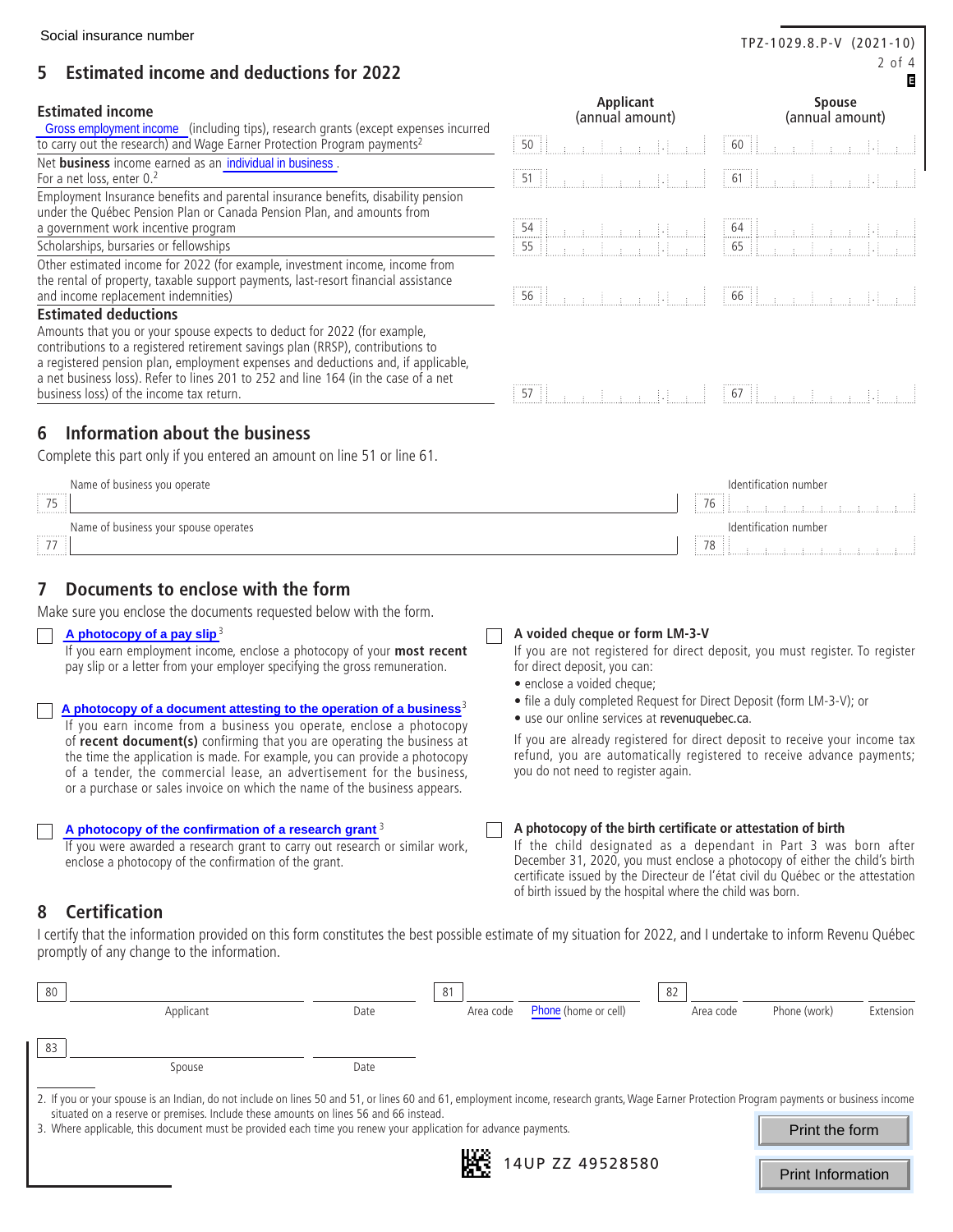Social insurance number

## 5 Estimated income and deductions for 2022

| Estimated income | Applicant (annual amount) | Spouse (annual amount) |
| --- | --- | --- |
| Gross employment income (including tips), research grants (except expenses incurred to carry out the research) and Wage Earner Protection Program payments[2] | 50 | 60 |
| Net **business** income earned as an individual in business. For a net loss, enter 0.[2] | 51 | 61 |
| Employment Insurance benefits and parental insurance benefits, disability pension under the Québec Pension Plan or Canada Pension Plan, and amounts from a government work incentive program | 54 | 64 |
| Scholarships, bursaries or fellowships | 55 | 65 |
| Other estimated income for 2022 (for example, investment income, income from the rental of property, taxable support payments, last-resort financial assistance and income replacement indemnities) | 56 | 66 |
| **Estimated deductions** | | |
| Amounts that you or your spouse expects to deduct for 2022 (for example, contributions to a registered retirement savings plan (RRSP), contributions to a registered pension plan, employment expenses and deductions and, if applicable, a net business loss). Refer to lines 201 to 252 and line 164 (in the case of a net business loss) of the income tax return. | 57 | 67 |

## 6 Information about the business

Complete this part only if you entered an amount on line 51 or line 61.

| | Name of business you operate | | Identification number |
| --- | --- | --- | --- |
| 75 | | 76 | |

| | Name of business your spouse operates | | Identification number |
| --- | --- | --- | --- |
| 77 | | 78 | |

## 7 Documents to enclose with the form

Make sure you enclose the documents requested below with the form.

☐ **A photocopy of a pay slip**[3]
If you earn employment income, enclose a photocopy of your **most recent** pay slip or a letter from your employer specifying the gross remuneration.

☐ **A photocopy of a document attesting to the operation of a business**[3]
If you earn income from a business you operate, enclose a photocopy of **recent document(s)** confirming that you are operating the business at the time the application is made. For example, you can provide a photocopy of a tender, the commercial lease, an advertisement for the business, or a purchase or sales invoice on which the name of the business appears.

☐ **A photocopy of the confirmation of a research grant**[3]
If you were awarded a research grant to carry out research or similar work, enclose a photocopy of the confirmation of the grant.

☐ **A voided cheque or form LM-3-V**
If you are not registered for direct deposit, you must register. To register for direct deposit, you can:
- enclose a voided cheque;
- file a duly completed Request for Direct Deposit (form LM-3-V); or
- use our online services at revenuquebec.ca.

If you are already registered for direct deposit to receive your income tax refund, you are automatically registered to receive advance payments; you do not need to register again.

☐ **A photocopy of the birth certificate or attestation of birth**
If the child designated as a dependant in Part 3 was born after December 31, 2020, you must enclose a photocopy of either the child's birth certificate issued by the Directeur de l'état civil du Québec or the attestation of birth issued by the hospital where the child was born.

## 8 Certification

I certify that the information provided on this form constitutes the best possible estimate of my situation for 2022, and I undertake to inform Revenu Québec promptly of any change to the information.

| 80 | Applicant | Date | 81 | Area code | Phone (home or cell) | 82 | Area code | Phone (work) | Extension |
| --- | --- | --- | --- | --- | --- | --- | --- | --- | --- |
| 83 | Spouse | Date | | | | | | | |

2. If you or your spouse is an Indian, do not include on lines 50 and 51, or lines 60 and 61, employment income, research grants, Wage Earner Protection Program payments or business income situated on a reserve or premises. Include these amounts on lines 56 and 66 instead.
3. Where applicable, this document must be provided each time you renew your application for advance payments.

14UP ZZ 49528580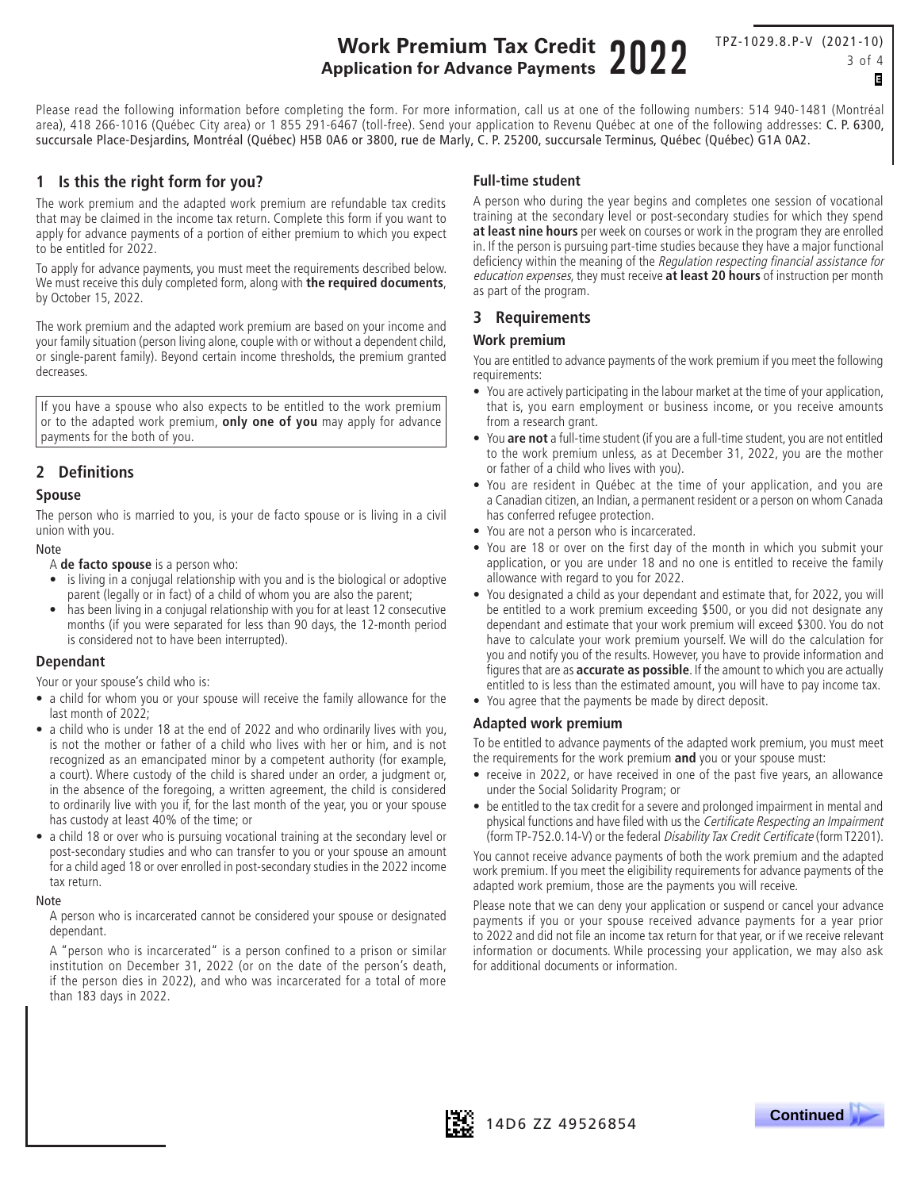# Work Premium Tax Credit 2022
## Application for Advance Payments

TPZ-1029.8.P-V (2021-10)

Please read the following information before completing the form. For more information, call us at one of the following numbers: 514 940-1481 (Montréal area), 418 266-1016 (Québec City area) or 1 855 291-6467 (toll-free). Send your application to Revenu Québec at one of the following addresses: C. P. 6300, succursale Place-Desjardins, Montréal (Québec) H5B 0A6 or 3800, rue de Marly, C. P. 25200, succursale Terminus, Québec (Québec) G1A 0A2.

## 1 Is this the right form for you?

The work premium and the adapted work premium are refundable tax credits that may be claimed in the income tax return. Complete this form if you want to apply for advance payments of a portion of either premium to which you expect to be entitled for 2022.

To apply for advance payments, you must meet the requirements described below. We must receive this duly completed form, along with **the required documents**, by October 15, 2022.

The work premium and the adapted work premium are based on your income and your family situation (person living alone, couple with or without a dependent child, or single-parent family). Beyond certain income thresholds, the premium granted decreases.

If you have a spouse who also expects to be entitled to the work premium or to the adapted work premium, **only one of you** may apply for advance payments for the both of you.

## 2 Definitions

### Spouse

The person who is married to you, is your de facto spouse or is living in a civil union with you.

Note

A **de facto spouse** is a person who:
- is living in a conjugal relationship with you and is the biological or adoptive parent (legally or in fact) of a child of whom you are also the parent;
- has been living in a conjugal relationship with you for at least 12 consecutive months (if you were separated for less than 90 days, the 12-month period is considered not to have been interrupted).

### Dependant

Your or your spouse's child who is:
- a child for whom you or your spouse will receive the family allowance for the last month of 2022;
- a child who is under 18 at the end of 2022 and who ordinarily lives with you, is not the mother or father of a child who lives with her or him, and is not recognized as an emancipated minor by a competent authority (for example, a court). Where custody of the child is shared under an order, a judgment or, in the absence of the foregoing, a written agreement, the child is considered to ordinarily live with you if, for the last month of the year, you or your spouse has custody at least 40% of the time; or
- a child 18 or over who is pursuing vocational training at the secondary level or post-secondary studies and who can transfer to you or your spouse an amount for a child aged 18 or over enrolled in post-secondary studies in the 2022 income tax return.

Note

A person who is incarcerated cannot be considered your spouse or designated dependant.

A "person who is incarcerated" is a person confined to a prison or similar institution on December 31, 2022 (or on the date of the person's death, if the person dies in 2022), and who was incarcerated for a total of more than 183 days in 2022.

### Full-time student

A person who during the year begins and completes one session of vocational training at the secondary level or post-secondary studies for which they spend **at least nine hours** per week on courses or work in the program they are enrolled in. If the person is pursuing part-time studies because they have a major functional deficiency within the meaning of the *Regulation respecting financial assistance for education expenses*, they must receive **at least 20 hours** of instruction per month as part of the program.

## 3 Requirements

### Work premium

You are entitled to advance payments of the work premium if you meet the following requirements:
- You are actively participating in the labour market at the time of your application, that is, you earn employment or business income, or you receive amounts from a research grant.
- You **are not** a full-time student (if you are a full-time student, you are not entitled to the work premium unless, as at December 31, 2022, you are the mother or father of a child who lives with you).
- You are resident in Québec at the time of your application, and you are a Canadian citizen, an Indian, a permanent resident or a person on whom Canada has conferred refugee protection.
- You are not a person who is incarcerated.
- You are 18 or over on the first day of the month in which you submit your application, or you are under 18 and no one is entitled to receive the family allowance with regard to you for 2022.
- You designated a child as your dependant and estimate that, for 2022, you will be entitled to a work premium exceeding $500, or you did not designate any dependant and estimate that your work premium will exceed $300. You do not have to calculate your work premium yourself. We will do the calculation for you and notify you of the results. However, you have to provide information and figures that are as **accurate as possible**. If the amount to which you are actually entitled to is less than the estimated amount, you will have to pay income tax.
- You agree that the payments be made by direct deposit.

### Adapted work premium

To be entitled to advance payments of the adapted work premium, you must meet the requirements for the work premium **and** you or your spouse must:
- receive in 2022, or have received in one of the past five years, an allowance under the Social Solidarity Program; or
- be entitled to the tax credit for a severe and prolonged impairment in mental and physical functions and have filed with us the *Certificate Respecting an Impairment* (form TP-752.0.14-V) or the federal *Disability Tax Credit Certificate* (form T2201).

You cannot receive advance payments of both the work premium and the adapted work premium. If you meet the eligibility requirements for advance payments of the adapted work premium, those are the payments you will receive.

Please note that we can deny your application or suspend or cancel your advance payments if you or your spouse received advance payments for a year prior to 2022 and did not file an income tax return for that year, or if we receive relevant information or documents. While processing your application, we may also ask for additional documents or information.

14D6 ZZ 49526854

Continued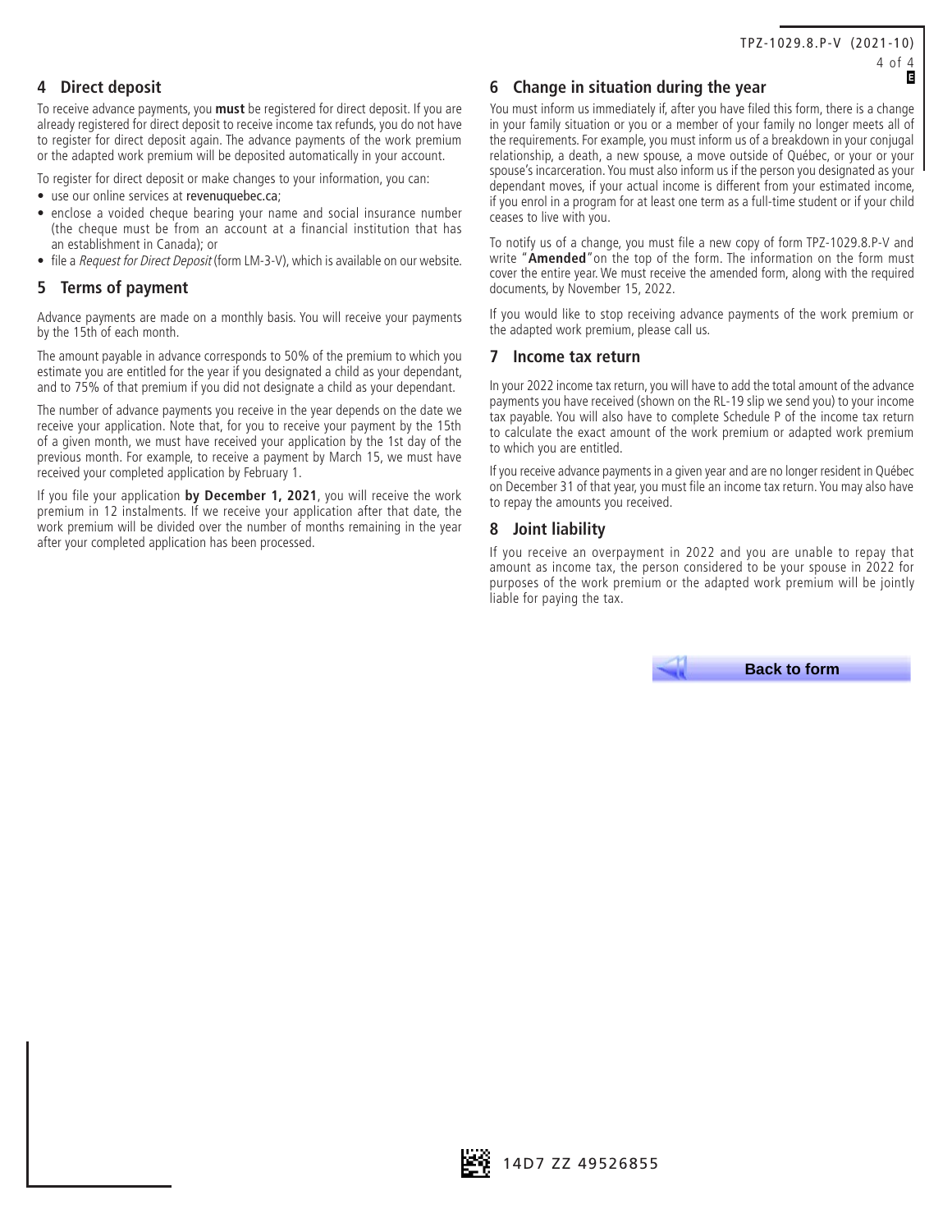## 4 Direct deposit

To receive advance payments, you **must** be registered for direct deposit. If you are already registered for direct deposit to receive income tax refunds, you do not have to register for direct deposit again. The advance payments of the work premium or the adapted work premium will be deposited automatically in your account.

To register for direct deposit or make changes to your information, you can:

- use our online services at revenuquebec.ca;
- enclose a voided cheque bearing your name and social insurance number (the cheque must be from an account at a financial institution that has an establishment in Canada); or
- file a *Request for Direct Deposit* (form LM-3-V), which is available on our website.

## 5 Terms of payment

Advance payments are made on a monthly basis. You will receive your payments by the 15th of each month.

The amount payable in advance corresponds to 50% of the premium to which you estimate you are entitled for the year if you designated a child as your dependant, and to 75% of that premium if you did not designate a child as your dependant.

The number of advance payments you receive in the year depends on the date we receive your application. Note that, for you to receive your payment by the 15th of a given month, we must have received your application by the 1st day of the previous month. For example, to receive a payment by March 15, we must have received your completed application by February 1.

If you file your application **by December 1, 2021**, you will receive the work premium in 12 instalments. If we receive your application after that date, the work premium will be divided over the number of months remaining in the year after your completed application has been processed.

## 6 Change in situation during the year

You must inform us immediately if, after you have filed this form, there is a change in your family situation or you or a member of your family no longer meets all of the requirements. For example, you must inform us of a breakdown in your conjugal relationship, a death, a new spouse, a move outside of Québec, or your or your spouse's incarceration. You must also inform us if the person you designated as your dependant moves, if your actual income is different from your estimated income, if you enrol in a program for at least one term as a full-time student or if your child ceases to live with you.

To notify us of a change, you must file a new copy of form TPZ-1029.8.P-V and write "**Amended**" on the top of the form. The information on the form must cover the entire year. We must receive the amended form, along with the required documents, by November 15, 2022.

If you would like to stop receiving advance payments of the work premium or the adapted work premium, please call us.

## 7 Income tax return

In your 2022 income tax return, you will have to add the total amount of the advance payments you have received (shown on the RL-19 slip we send you) to your income tax payable. You will also have to complete Schedule P of the income tax return to calculate the exact amount of the work premium or adapted work premium to which you are entitled.

If you receive advance payments in a given year and are no longer resident in Québec on December 31 of that year, you must file an income tax return. You may also have to repay the amounts you received.

## 8 Joint liability

If you receive an overpayment in 2022 and you are unable to repay that amount as income tax, the person considered to be your spouse in 2022 for purposes of the work premium or the adapted work premium will be jointly liable for paying the tax.

Back to form

14D7 ZZ 49526855